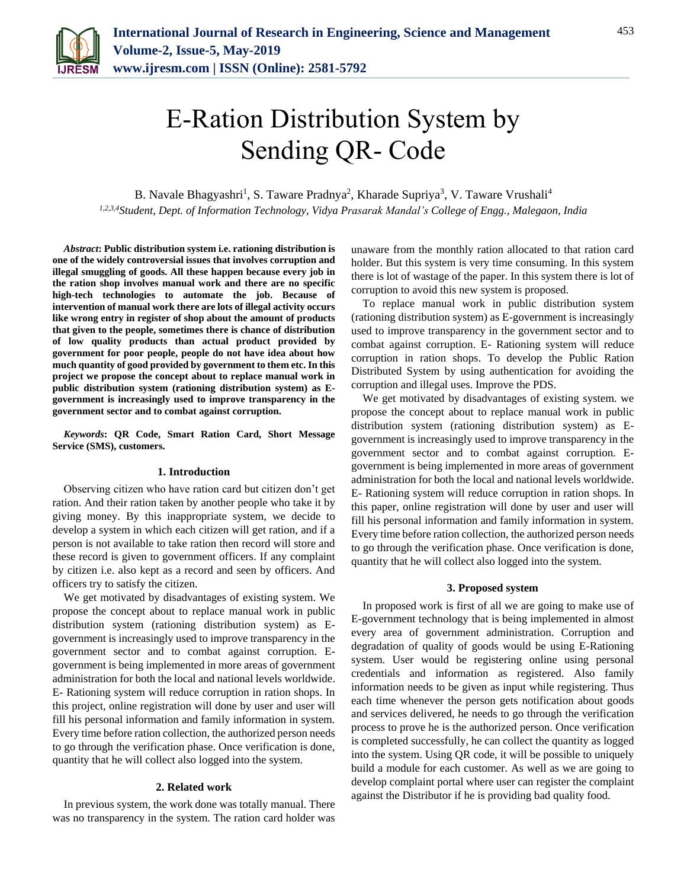# E-Ration Distribution System by Sending QR- Code

B. Navale Bhagyashri[1], S. Taware Pradnya[2], Kharade Supriya[3], V. Taware Vrushali[4]

[1,2,3,4]*Student, Dept. of Information Technology, Vidya Prasarak Mandal's College of Engg., Malegaon, India*

***Abstract*: Public distribution system i.e. rationing distribution is one of the widely controversial issues that involves corruption and illegal smuggling of goods. All these happen because every job in the ration shop involves manual work and there are no specific high-tech technologies to automate the job. Because of intervention of manual work there are lots of illegal activity occurs like wrong entry in register of shop about the amount of products that given to the people, sometimes there is chance of distribution of low quality products than actual product provided by government for poor people, people do not have idea about how much quantity of good provided by government to them etc. In this project we propose the concept about to replace manual work in public distribution system (rationing distribution system) as E-government is increasingly used to improve transparency in the government sector and to combat against corruption.**

***Keywords*: QR Code, Smart Ration Card, Short Message Service (SMS), customers.**

## 1. Introduction

Observing citizen who have ration card but citizen don't get ration. And their ration taken by another people who take it by giving money. By this inappropriate system, we decide to develop a system in which each citizen will get ration, and if a person is not available to take ration then record will store and these record is given to government officers. If any complaint by citizen i.e. also kept as a record and seen by officers. And officers try to satisfy the citizen.

We get motivated by disadvantages of existing system. We propose the concept about to replace manual work in public distribution system (rationing distribution system) as E-government is increasingly used to improve transparency in the government sector and to combat against corruption. E-government is being implemented in more areas of government administration for both the local and national levels worldwide. E- Rationing system will reduce corruption in ration shops. In this project, online registration will done by user and user will fill his personal information and family information in system. Every time before ration collection, the authorized person needs to go through the verification phase. Once verification is done, quantity that he will collect also logged into the system.

## 2. Related work

In previous system, the work done was totally manual. There was no transparency in the system. The ration card holder was unaware from the monthly ration allocated to that ration card holder. But this system is very time consuming. In this system there is lot of wastage of the paper. In this system there is lot of corruption to avoid this new system is proposed.

To replace manual work in public distribution system (rationing distribution system) as E-government is increasingly used to improve transparency in the government sector and to combat against corruption. E- Rationing system will reduce corruption in ration shops. To develop the Public Ration Distributed System by using authentication for avoiding the corruption and illegal uses. Improve the PDS.

We get motivated by disadvantages of existing system. we propose the concept about to replace manual work in public distribution system (rationing distribution system) as E-government is increasingly used to improve transparency in the government sector and to combat against corruption. E-government is being implemented in more areas of government administration for both the local and national levels worldwide. E- Rationing system will reduce corruption in ration shops. In this paper, online registration will done by user and user will fill his personal information and family information in system. Every time before ration collection, the authorized person needs to go through the verification phase. Once verification is done, quantity that he will collect also logged into the system.

## 3. Proposed system

In proposed work is first of all we are going to make use of E-government technology that is being implemented in almost every area of government administration. Corruption and degradation of quality of goods would be using E-Rationing system. User would be registering online using personal credentials and information as registered. Also family information needs to be given as input while registering. Thus each time whenever the person gets notification about goods and services delivered, he needs to go through the verification process to prove he is the authorized person. Once verification is completed successfully, he can collect the quantity as logged into the system. Using QR code, it will be possible to uniquely build a module for each customer. As well as we are going to develop complaint portal where user can register the complaint against the Distributor if he is providing bad quality food.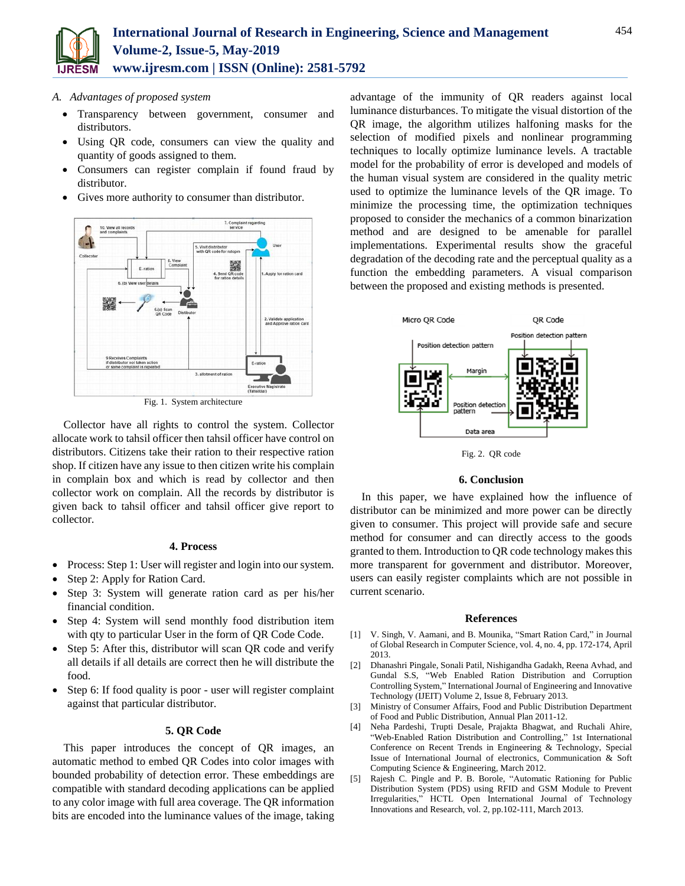### A. Advantages of proposed system

- Transparency between government, consumer and distributors.
- Using QR code, consumers can view the quality and quantity of goods assigned to them.
- Consumers can register complain if found fraud by distributor.
- Gives more authority to consumer than distributor.

Fig. 1. System architecture

Collector have all rights to control the system. Collector allocate work to tahsil officer then tahsil officer have control on distributors. Citizens take their ration to their respective ration shop. If citizen have any issue to then citizen write his complain in complain box and which is read by collector and then collector work on complain. All the records by distributor is given back to tahsil officer and tahsil officer give report to collector.

## 4. Process

- Process: Step 1: User will register and login into our system.
- Step 2: Apply for Ration Card.
- Step 3: System will generate ration card as per his/her financial condition.
- Step 4: System will send monthly food distribution item with qty to particular User in the form of QR Code Code.
- Step 5: After this, distributor will scan QR code and verify all details if all details are correct then he will distribute the food.
- Step 6: If food quality is poor - user will register complaint against that particular distributor.

## 5. QR Code

This paper introduces the concept of QR images, an automatic method to embed QR Codes into color images with bounded probability of detection error. These embeddings are compatible with standard decoding applications can be applied to any color image with full area coverage. The QR information bits are encoded into the luminance values of the image, taking advantage of the immunity of QR readers against local luminance disturbances. To mitigate the visual distortion of the QR image, the algorithm utilizes halfoning masks for the selection of modified pixels and nonlinear programming techniques to locally optimize luminance levels. A tractable model for the probability of error is developed and models of the human visual system are considered in the quality metric used to optimize the luminance levels of the QR image. To minimize the processing time, the optimization techniques proposed to consider the mechanics of a common binarization method and are designed to be amenable for parallel implementations. Experimental results show the graceful degradation of the decoding rate and the perceptual quality as a function the embedding parameters. A visual comparison between the proposed and existing methods is presented.

Fig. 2. QR code

## 6. Conclusion

In this paper, we have explained how the influence of distributor can be minimized and more power can be directly given to consumer. This project will provide safe and secure method for consumer and can directly access to the goods granted to them. Introduction to QR code technology makes this more transparent for government and distributor. Moreover, users can easily register complaints which are not possible in current scenario.

## References

[1] V. Singh, V. Aamani, and B. Mounika, "Smart Ration Card," in Journal of Global Research in Computer Science, vol. 4, no. 4, pp. 172-174, April 2013.

[2] Dhanashri Pingale, Sonali Patil, Nishigandha Gadakh, Reena Avhad, and Gundal S.S, "Web Enabled Ration Distribution and Corruption Controlling System," International Journal of Engineering and Innovative Technology (IJEIT) Volume 2, Issue 8, February 2013.

[3] Ministry of Consumer Affairs, Food and Public Distribution Department of Food and Public Distribution, Annual Plan 2011-12.

[4] Neha Pardeshi, Trupti Desale, Prajakta Bhagwat, and Ruchali Ahire, "Web-Enabled Ration Distribution and Controlling," 1st International Conference on Recent Trends in Engineering & Technology, Special Issue of International Journal of electronics, Communication & Soft Computing Science & Engineering, March 2012.

[5] Rajesh C. Pingle and P. B. Borole, "Automatic Rationing for Public Distribution System (PDS) using RFID and GSM Module to Prevent Irregularities," HCTL Open International Journal of Technology Innovations and Research, vol. 2, pp.102-111, March 2013.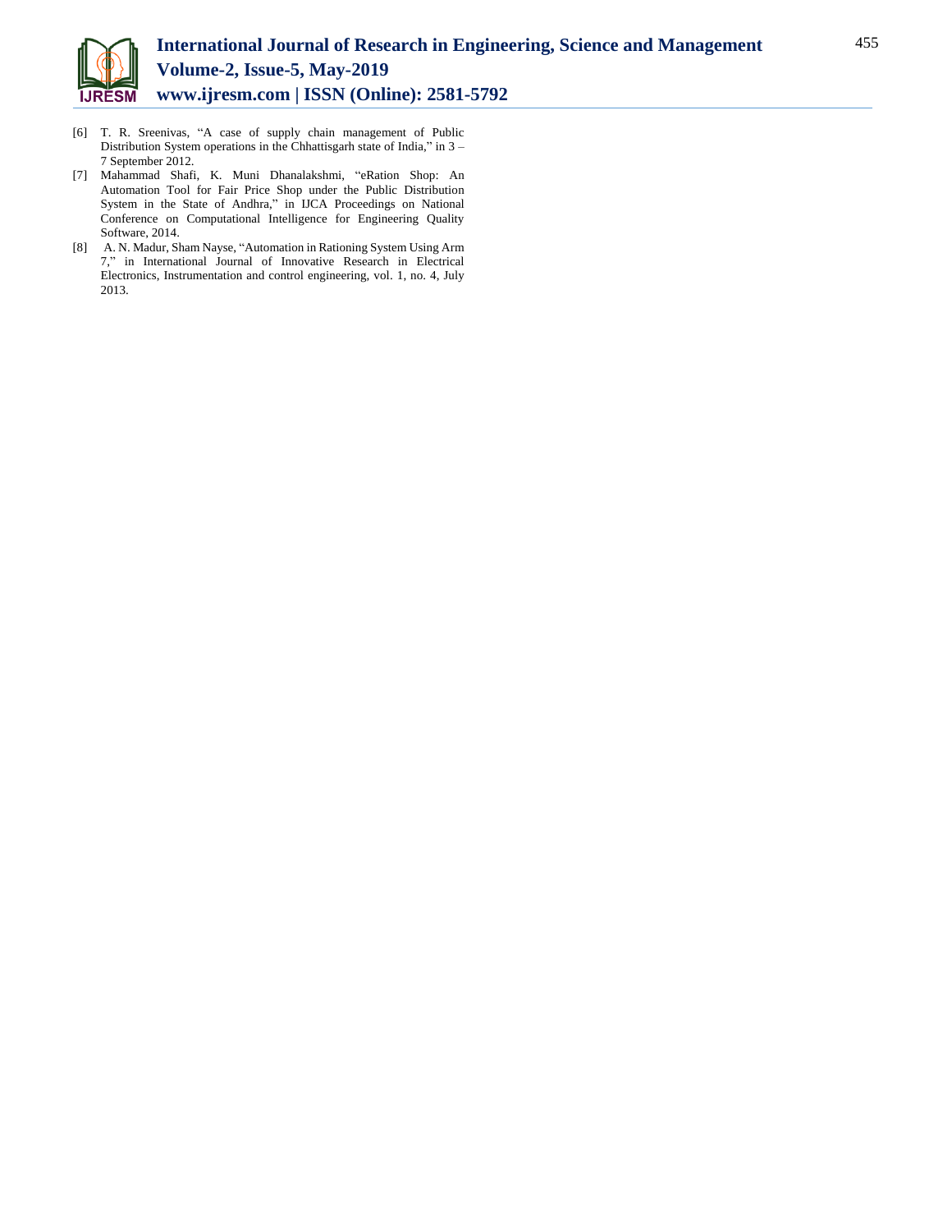[6] T. R. Sreenivas, "A case of supply chain management of Public Distribution System operations in the Chhattisgarh state of India," in 3 – 7 September 2012.

[7] Mahammad Shafi, K. Muni Dhanalakshmi, "eRation Shop: An Automation Tool for Fair Price Shop under the Public Distribution System in the State of Andhra," in IJCA Proceedings on National Conference on Computational Intelligence for Engineering Quality Software, 2014.

[8] A. N. Madur, Sham Nayse, "Automation in Rationing System Using Arm 7," in International Journal of Innovative Research in Electrical Electronics, Instrumentation and control engineering, vol. 1, no. 4, July 2013.